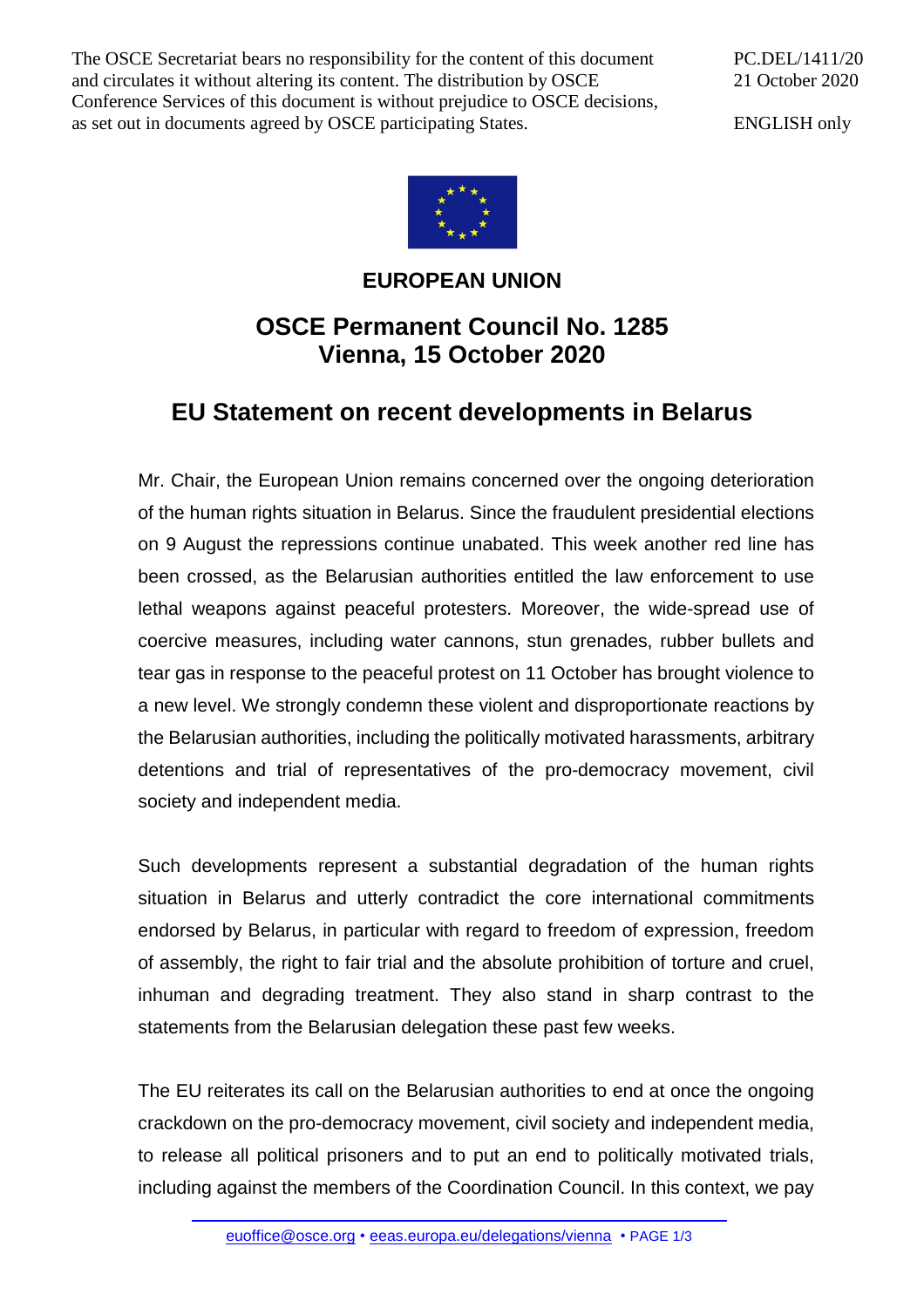The OSCE Secretariat bears no responsibility for the content of this document and circulates it without altering its content. The distribution by OSCE Conference Services of this document is without prejudice to OSCE decisions, as set out in documents agreed by OSCE participating States.

PC.DEL/1411/20
21 October 2020

ENGLISH only

# EUROPEAN UNION

## OSCE Permanent Council No. 1285
## Vienna, 15 October 2020

## EU Statement on recent developments in Belarus

Mr. Chair, the European Union remains concerned over the ongoing deterioration of the human rights situation in Belarus. Since the fraudulent presidential elections on 9 August the repressions continue unabated. This week another red line has been crossed, as the Belarusian authorities entitled the law enforcement to use lethal weapons against peaceful protesters. Moreover, the wide-spread use of coercive measures, including water cannons, stun grenades, rubber bullets and tear gas in response to the peaceful protest on 11 October has brought violence to a new level. We strongly condemn these violent and disproportionate reactions by the Belarusian authorities, including the politically motivated harassments, arbitrary detentions and trial of representatives of the pro-democracy movement, civil society and independent media.

Such developments represent a substantial degradation of the human rights situation in Belarus and utterly contradict the core international commitments endorsed by Belarus, in particular with regard to freedom of expression, freedom of assembly, the right to fair trial and the absolute prohibition of torture and cruel, inhuman and degrading treatment. They also stand in sharp contrast to the statements from the Belarusian delegation these past few weeks.

The EU reiterates its call on the Belarusian authorities to end at once the ongoing crackdown on the pro-democracy movement, civil society and independent media, to release all political prisoners and to put an end to politically motivated trials, including against the members of the Coordination Council. In this context, we pay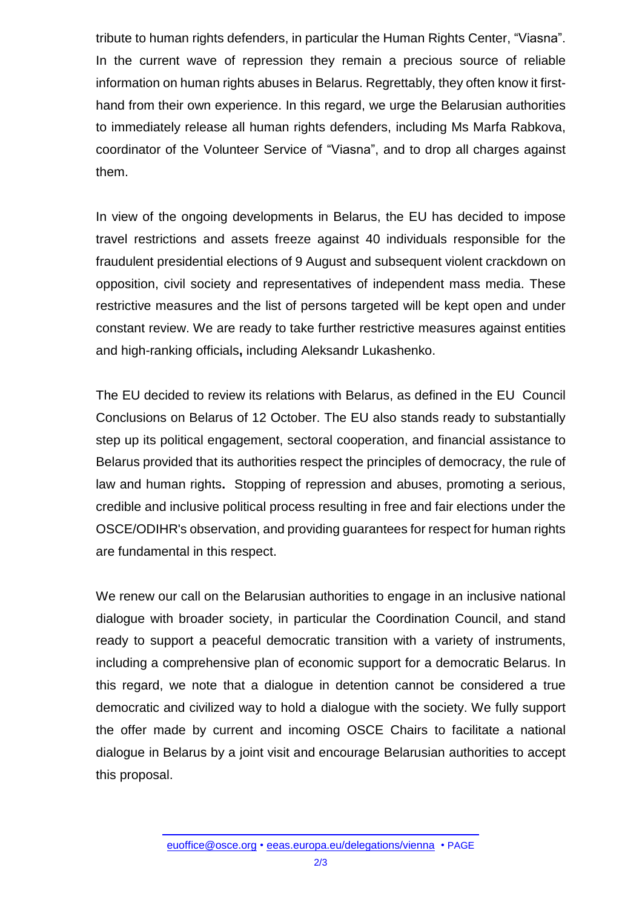tribute to human rights defenders, in particular the Human Rights Center, “Viasna”. In the current wave of repression they remain a precious source of reliable information on human rights abuses in Belarus. Regrettably, they often know it first-hand from their own experience. In this regard, we urge the Belarusian authorities to immediately release all human rights defenders, including Ms Marfa Rabkova, coordinator of the Volunteer Service of “Viasna”, and to drop all charges against them.

In view of the ongoing developments in Belarus, the EU has decided to impose travel restrictions and assets freeze against 40 individuals responsible for the fraudulent presidential elections of 9 August and subsequent violent crackdown on opposition, civil society and representatives of independent mass media. These restrictive measures and the list of persons targeted will be kept open and under constant review. We are ready to take further restrictive measures against entities and high-ranking officials**,** including Aleksandr Lukashenko.

The EU decided to review its relations with Belarus, as defined in the EU Council Conclusions on Belarus of 12 October. The EU also stands ready to substantially step up its political engagement, sectoral cooperation, and financial assistance to Belarus provided that its authorities respect the principles of democracy, the rule of law and human rights**.** Stopping of repression and abuses, promoting a serious, credible and inclusive political process resulting in free and fair elections under the OSCE/ODIHR's observation, and providing guarantees for respect for human rights are fundamental in this respect.

We renew our call on the Belarusian authorities to engage in an inclusive national dialogue with broader society, in particular the Coordination Council, and stand ready to support a peaceful democratic transition with a variety of instruments, including a comprehensive plan of economic support for a democratic Belarus. In this regard, we note that a dialogue in detention cannot be considered a true democratic and civilized way to hold a dialogue with the society. We fully support the offer made by current and incoming OSCE Chairs to facilitate a national dialogue in Belarus by a joint visit and encourage Belarusian authorities to accept this proposal.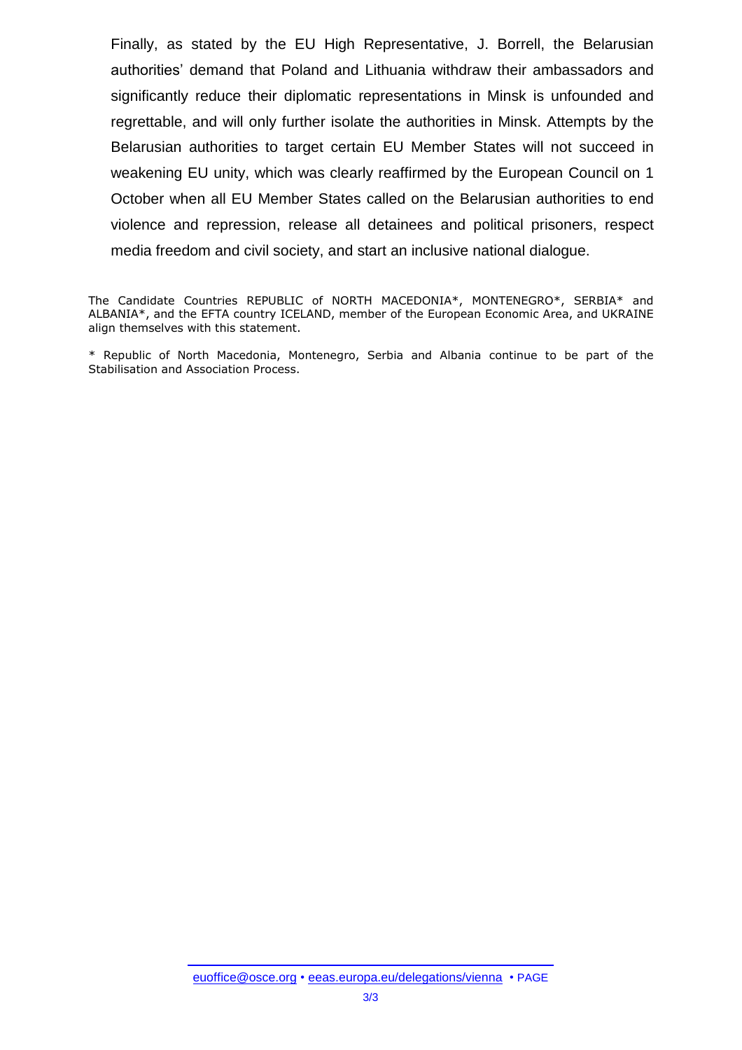Finally, as stated by the EU High Representative, J. Borrell, the Belarusian authorities' demand that Poland and Lithuania withdraw their ambassadors and significantly reduce their diplomatic representations in Minsk is unfounded and regrettable, and will only further isolate the authorities in Minsk. Attempts by the Belarusian authorities to target certain EU Member States will not succeed in weakening EU unity, which was clearly reaffirmed by the European Council on 1 October when all EU Member States called on the Belarusian authorities to end violence and repression, release all detainees and political prisoners, respect media freedom and civil society, and start an inclusive national dialogue.

The Candidate Countries REPUBLIC of NORTH MACEDONIA*, MONTENEGRO*, SERBIA* and ALBANIA*, and the EFTA country ICELAND, member of the European Economic Area, and UKRAINE align themselves with this statement.

* Republic of North Macedonia, Montenegro, Serbia and Albania continue to be part of the Stabilisation and Association Process.